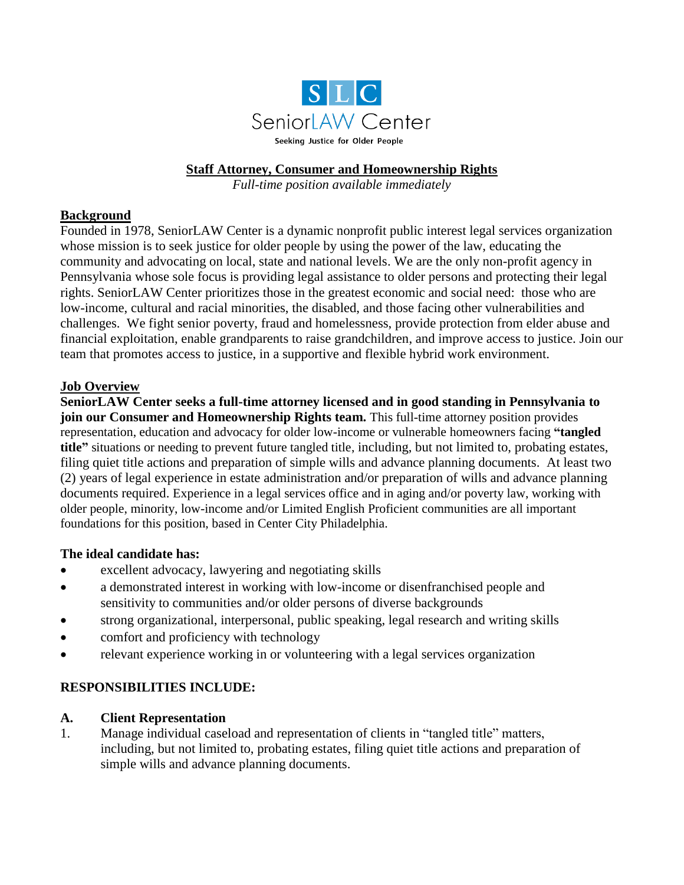SLC

SeniorLAW Center

Seeking Justice for Older People

# Staff Attorney, Consumer and Homeownership Rights

*Full-time position available immediately*

## Background

Founded in 1978, SeniorLAW Center is a dynamic nonprofit public interest legal services organization whose mission is to seek justice for older people by using the power of the law, educating the community and advocating on local, state and national levels. We are the only non-profit agency in Pennsylvania whose sole focus is providing legal assistance to older persons and protecting their legal rights. SeniorLAW Center prioritizes those in the greatest economic and social need: those who are low-income, cultural and racial minorities, the disabled, and those facing other vulnerabilities and challenges. We fight senior poverty, fraud and homelessness, provide protection from elder abuse and financial exploitation, enable grandparents to raise grandchildren, and improve access to justice. Join our team that promotes access to justice, in a supportive and flexible hybrid work environment.

## Job Overview

**SeniorLAW Center seeks a full-time attorney licensed and in good standing in Pennsylvania to join our Consumer and Homeownership Rights team.** This full-time attorney position provides representation, education and advocacy for older low-income or vulnerable homeowners facing **"tangled title"** situations or needing to prevent future tangled title, including, but not limited to, probating estates, filing quiet title actions and preparation of simple wills and advance planning documents. At least two (2) years of legal experience in estate administration and/or preparation of wills and advance planning documents required. Experience in a legal services office and in aging and/or poverty law, working with older people, minority, low-income and/or Limited English Proficient communities are all important foundations for this position, based in Center City Philadelphia.

**The ideal candidate has:**

- excellent advocacy, lawyering and negotiating skills
- a demonstrated interest in working with low-income or disenfranchised people and sensitivity to communities and/or older persons of diverse backgrounds
- strong organizational, interpersonal, public speaking, legal research and writing skills
- comfort and proficiency with technology
- relevant experience working in or volunteering with a legal services organization

**RESPONSIBILITIES INCLUDE:**

**A. Client Representation**

1. Manage individual caseload and representation of clients in "tangled title" matters, including, but not limited to, probating estates, filing quiet title actions and preparation of simple wills and advance planning documents.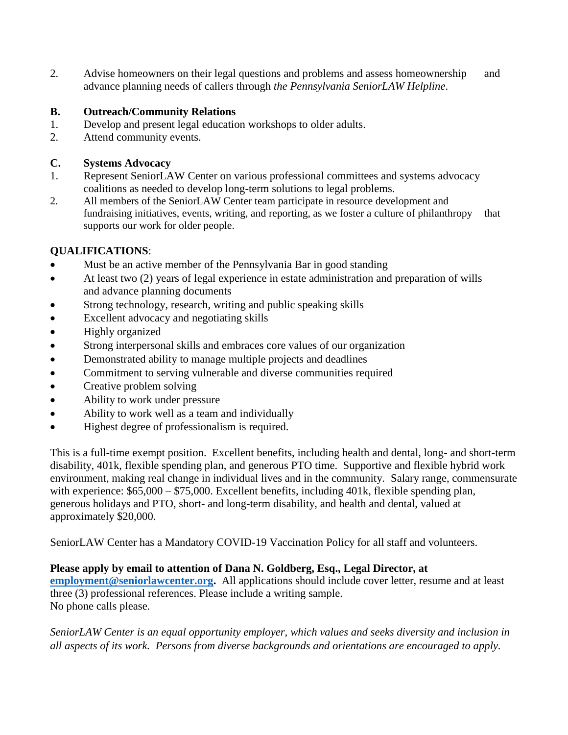2. Advise homeowners on their legal questions and problems and assess homeownership and advance planning needs of callers through *the Pennsylvania SeniorLAW Helpline*.

**B. Outreach/Community Relations**

1. Develop and present legal education workshops to older adults.
2. Attend community events.

**C. Systems Advocacy**

1. Represent SeniorLAW Center on various professional committees and systems advocacy coalitions as needed to develop long-term solutions to legal problems.
2. All members of the SeniorLAW Center team participate in resource development and fundraising initiatives, events, writing, and reporting, as we foster a culture of philanthropy that supports our work for older people.

**QUALIFICATIONS**:

- Must be an active member of the Pennsylvania Bar in good standing
- At least two (2) years of legal experience in estate administration and preparation of wills and advance planning documents
- Strong technology, research, writing and public speaking skills
- Excellent advocacy and negotiating skills
- Highly organized
- Strong interpersonal skills and embraces core values of our organization
- Demonstrated ability to manage multiple projects and deadlines
- Commitment to serving vulnerable and diverse communities required
- Creative problem solving
- Ability to work under pressure
- Ability to work well as a team and individually
- Highest degree of professionalism is required.

This is a full-time exempt position. Excellent benefits, including health and dental, long- and short-term disability, 401k, flexible spending plan, and generous PTO time. Supportive and flexible hybrid work environment, making real change in individual lives and in the community. Salary range, commensurate with experience: $65,000 – $75,000. Excellent benefits, including 401k, flexible spending plan, generous holidays and PTO, short- and long-term disability, and health and dental, valued at approximately $20,000.

SeniorLAW Center has a Mandatory COVID-19 Vaccination Policy for all staff and volunteers.

**Please apply by email to attention of Dana N. Goldberg, Esq., Legal Director, at employment@seniorlawcenter.org.** All applications should include cover letter, resume and at least three (3) professional references. Please include a writing sample.
No phone calls please.

*SeniorLAW Center is an equal opportunity employer, which values and seeks diversity and inclusion in all aspects of its work. Persons from diverse backgrounds and orientations are encouraged to apply.*